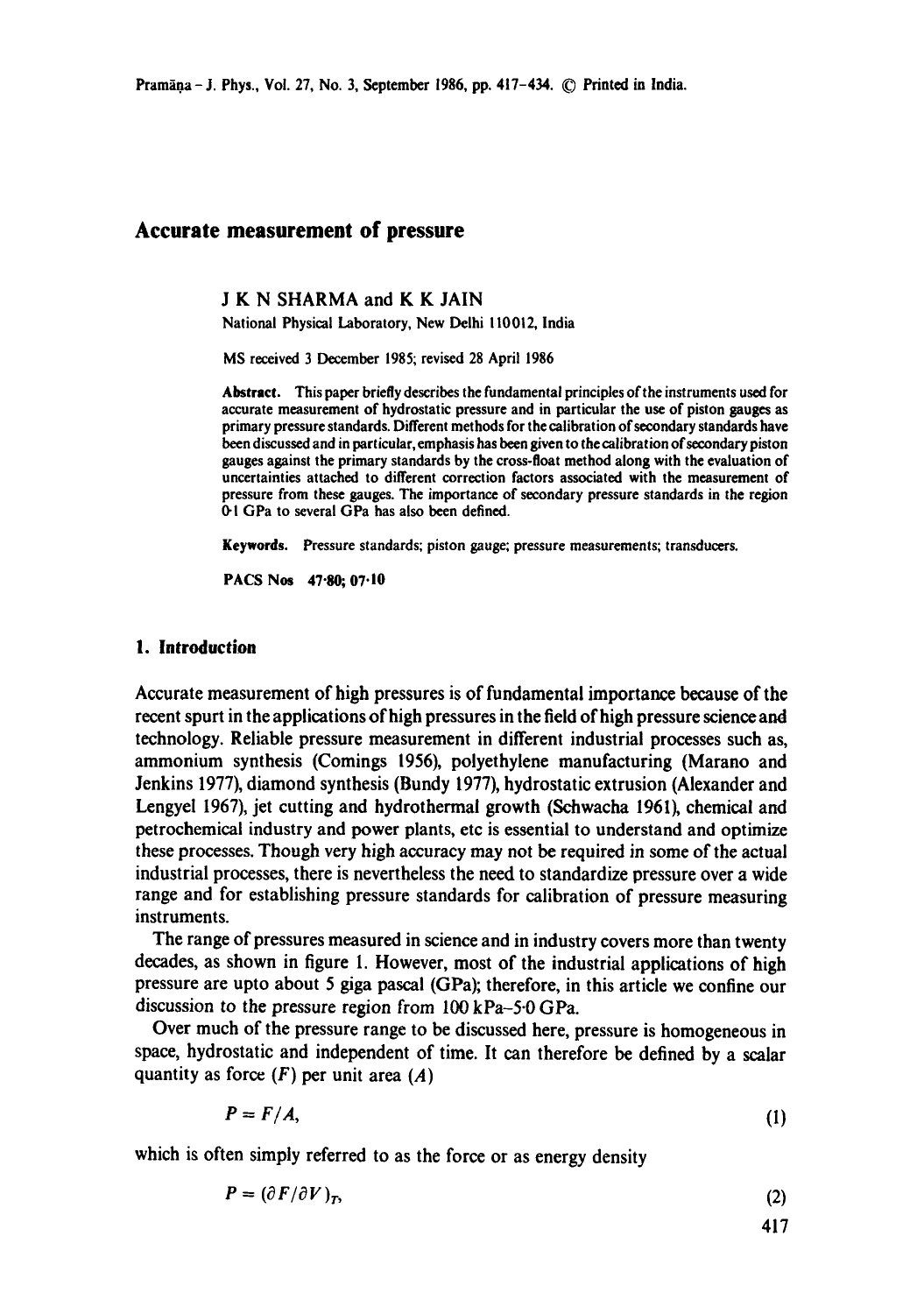# Accurate measurement of pressure

J K N SHARMA and K K JAIN

National Physical Laboratory, New Delhi 110012, India

MS received 3 December 1985; revised 28 April 1986

**Abstract.** This paper briefly describes the fundamental principles of the instruments used for accurate measurement of hydrostatic pressure and in particular the use of piston gauges as primary pressure standards. Different methods for the calibration of secondary standards have been discussed and in particular, emphasis has been given to the calibration of secondary piston gauges against the primary standards by the cross-float method along with the evaluation of uncertainties attached to different correction factors associated with the measurement of pressure from these gauges. The importance of secondary pressure standards in the region 0·1 GPa to several GPa has also been defined.

**Keywords.** Pressure standards; piston gauge; pressure measurements; transducers.

**PACS Nos** 47·80; 07·10

## 1. Introduction

Accurate measurement of high pressures is of fundamental importance because of the recent spurt in the applications of high pressures in the field of high pressure science and technology. Reliable pressure measurement in different industrial processes such as, ammonium synthesis (Comings 1956), polyethylene manufacturing (Marano and Jenkins 1977), diamond synthesis (Bundy 1977), hydrostatic extrusion (Alexander and Lengyel 1967), jet cutting and hydrothermal growth (Schwacha 1961), chemical and petrochemical industry and power plants, etc is essential to understand and optimize these processes. Though very high accuracy may not be required in some of the actual industrial processes, there is nevertheless the need to standardize pressure over a wide range and for establishing pressure standards for calibration of pressure measuring instruments.

The range of pressures measured in science and in industry covers more than twenty decades, as shown in figure 1. However, most of the industrial applications of high pressure are upto about 5 giga pascal (GPa); therefore, in this article we confine our discussion to the pressure region from 100 kPa–5·0 GPa.

Over much of the pressure range to be discussed here, pressure is homogeneous in space, hydrostatic and independent of time. It can therefore be defined by a scalar quantity as force ($F$) per unit area ($A$)

$$P = F/A, \tag{1}$$

which is often simply referred to as the force or as energy density

$$P = (\partial F/\partial V)_T, \tag{2}$$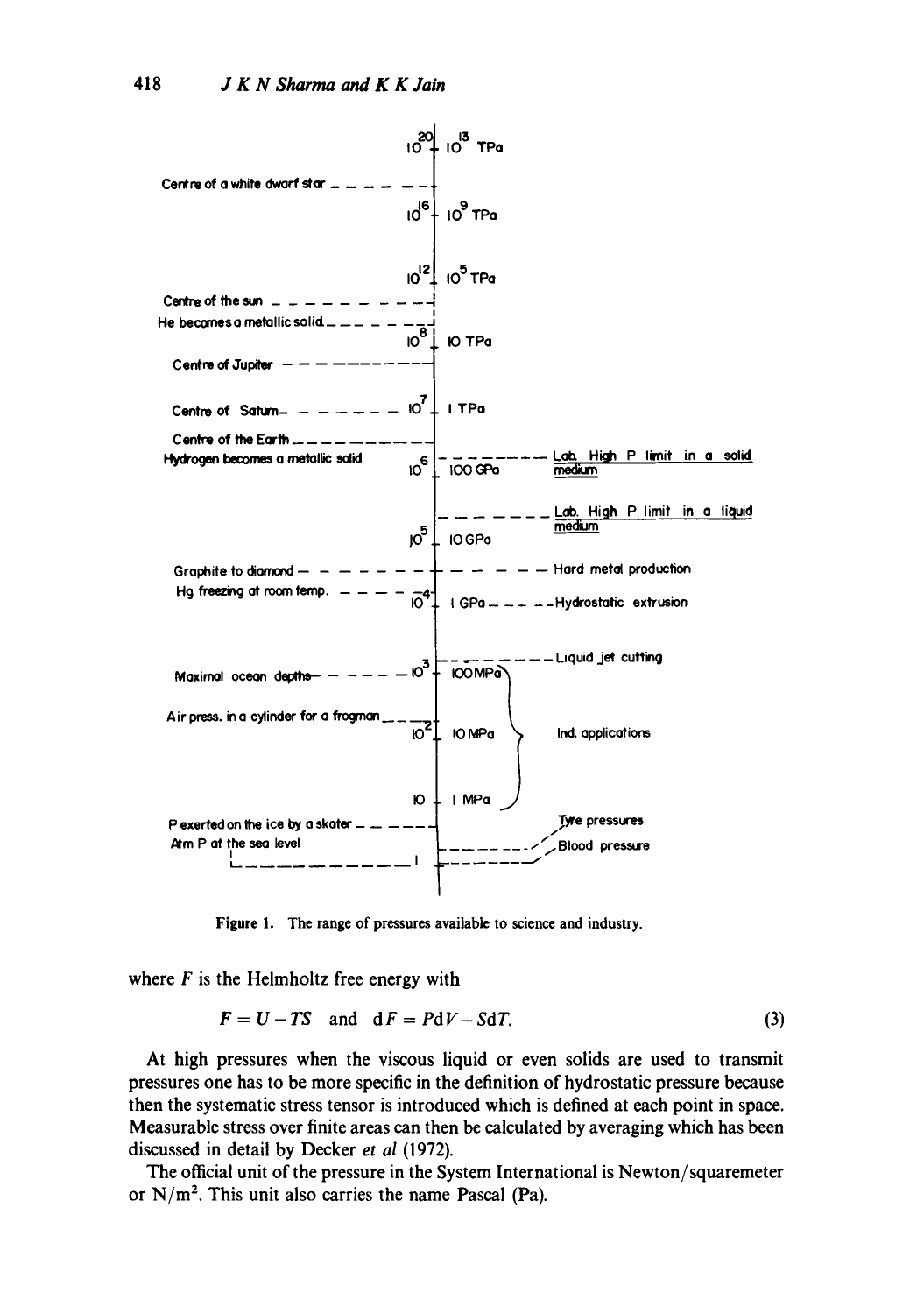Figure 1. The range of pressures available to science and industry.

where $F$ is the Helmholtz free energy with

$$F = U - TS \quad \text{and} \quad \mathrm{d}F = P\mathrm{d}V - S\mathrm{d}T. \tag{3}$$

At high pressures when the viscous liquid or even solids are used to transmit pressures one has to be more specific in the definition of hydrostatic pressure because then the systematic stress tensor is introduced which is defined at each point in space. Measurable stress over finite areas can then be calculated by averaging which has been discussed in detail by Decker *et al* (1972).

The official unit of the pressure in the System International is Newton/squaremeter or $\mathrm{N/m^2}$. This unit also carries the name Pascal (Pa).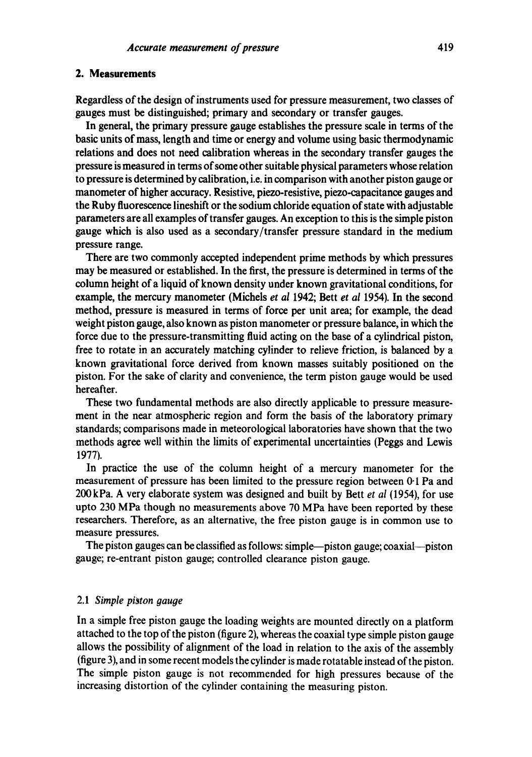## 2. Measurements

Regardless of the design of instruments used for pressure measurement, two classes of gauges must be distinguished; primary and secondary or transfer gauges.

In general, the primary pressure gauge establishes the pressure scale in terms of the basic units of mass, length and time or energy and volume using basic thermodynamic relations and does not need calibration whereas in the secondary transfer gauges the pressure is measured in terms of some other suitable physical parameters whose relation to pressure is determined by calibration, i.e. in comparison with another piston gauge or manometer of higher accuracy. Resistive, piezo-resistive, piezo-capacitance gauges and the Ruby fluorescence lineshift or the sodium chloride equation of state with adjustable parameters are all examples of transfer gauges. An exception to this is the simple piston gauge which is also used as a secondary/transfer pressure standard in the medium pressure range.

There are two commonly accepted independent prime methods by which pressures may be measured or established. In the first, the pressure is determined in terms of the column height of a liquid of known density under known gravitational conditions, for example, the mercury manometer (Michels *et al* 1942; Bett *et al* 1954). In the second method, pressure is measured in terms of force per unit area; for example, the dead weight piston gauge, also known as piston manometer or pressure balance, in which the force due to the pressure-transmitting fluid acting on the base of a cylindrical piston, free to rotate in an accurately matching cylinder to relieve friction, is balanced by a known gravitational force derived from known masses suitably positioned on the piston. For the sake of clarity and convenience, the term piston gauge would be used hereafter.

These two fundamental methods are also directly applicable to pressure measurement in the near atmospheric region and form the basis of the laboratory primary standards; comparisons made in meteorological laboratories have shown that the two methods agree well within the limits of experimental uncertainties (Peggs and Lewis 1977).

In practice the use of the column height of a mercury manometer for the measurement of pressure has been limited to the pressure region between 0·1 Pa and 200 kPa. A very elaborate system was designed and built by Bett *et al* (1954), for use upto 230 MPa though no measurements above 70 MPa have been reported by these researchers. Therefore, as an alternative, the free piston gauge is in common use to measure pressures.

The piston gauges can be classified as follows: simple—piston gauge; coaxial—piston gauge; re-entrant piston gauge; controlled clearance piston gauge.

### 2.1 *Simple piston gauge*

In a simple free piston gauge the loading weights are mounted directly on a platform attached to the top of the piston (figure 2), whereas the coaxial type simple piston gauge allows the possibility of alignment of the load in relation to the axis of the assembly (figure 3), and in some recent models the cylinder is made rotatable instead of the piston. The simple piston gauge is not recommended for high pressures because of the increasing distortion of the cylinder containing the measuring piston.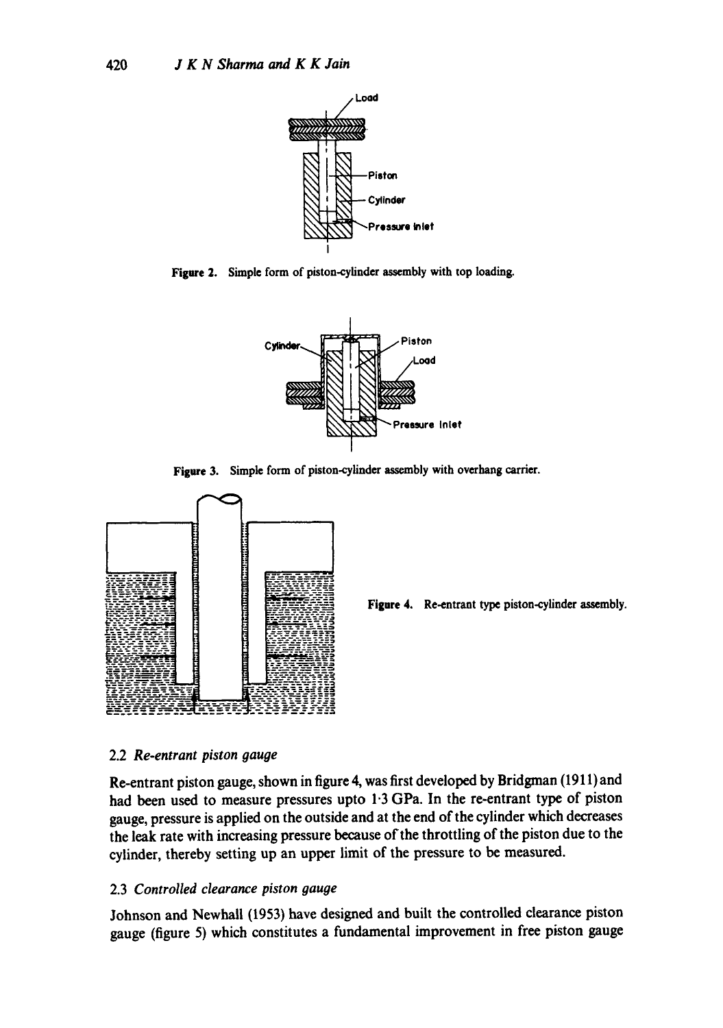Figure 2. Simple form of piston-cylinder assembly with top loading.

Figure 3. Simple form of piston-cylinder assembly with overhang carrier.

Figure 4. Re-entrant type piston-cylinder assembly.

### 2.2 *Re-entrant piston gauge*

Re-entrant piston gauge, shown in figure 4, was first developed by Bridgman (1911) and had been used to measure pressures upto 1·3 GPa. In the re-entrant type of piston gauge, pressure is applied on the outside and at the end of the cylinder which decreases the leak rate with increasing pressure because of the throttling of the piston due to the cylinder, thereby setting up an upper limit of the pressure to be measured.

### 2.3 *Controlled clearance piston gauge*

Johnson and Newhall (1953) have designed and built the controlled clearance piston gauge (figure 5) which constitutes a fundamental improvement in free piston gauge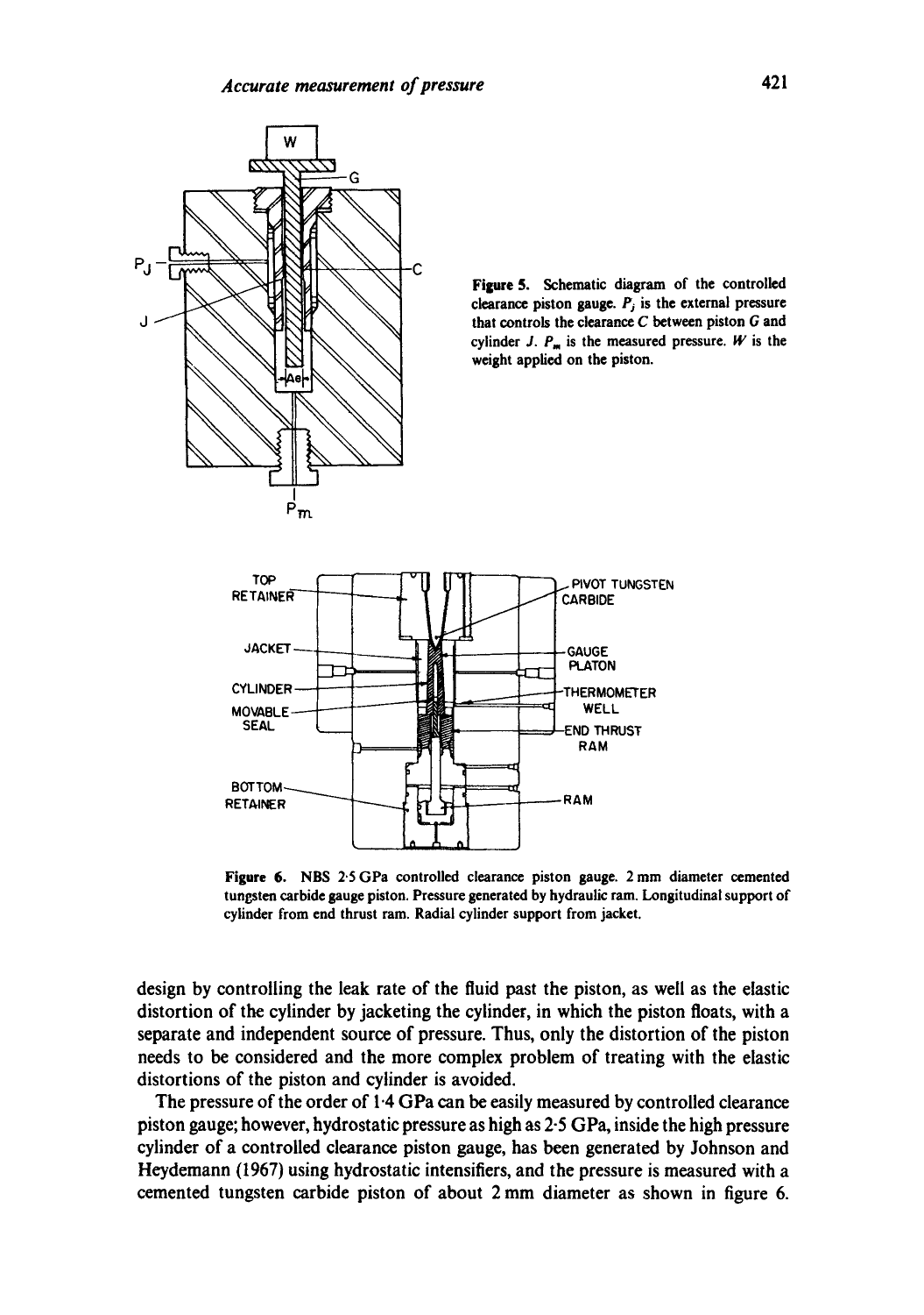**Figure 5.** Schematic diagram of the controlled clearance piston gauge. $P_j$ is the external pressure that controls the clearance $C$ between piston $G$ and cylinder $J$. $P_m$ is the measured pressure. $W$ is the weight applied on the piston.

**Figure 6.** NBS 2·5 GPa controlled clearance piston gauge. 2 mm diameter cemented tungsten carbide gauge piston. Pressure generated by hydraulic ram. Longitudinal support of cylinder from end thrust ram. Radial cylinder support from jacket.

design by controlling the leak rate of the fluid past the piston, as well as the elastic distortion of the cylinder by jacketing the cylinder, in which the piston floats, with a separate and independent source of pressure. Thus, only the distortion of the piston needs to be considered and the more complex problem of treating with the elastic distortions of the piston and cylinder is avoided.

The pressure of the order of 1·4 GPa can be easily measured by controlled clearance piston gauge; however, hydrostatic pressure as high as 2·5 GPa, inside the high pressure cylinder of a controlled clearance piston gauge, has been generated by Johnson and Heydemann (1967) using hydrostatic intensifiers, and the pressure is measured with a cemented tungsten carbide piston of about 2 mm diameter as shown in figure 6.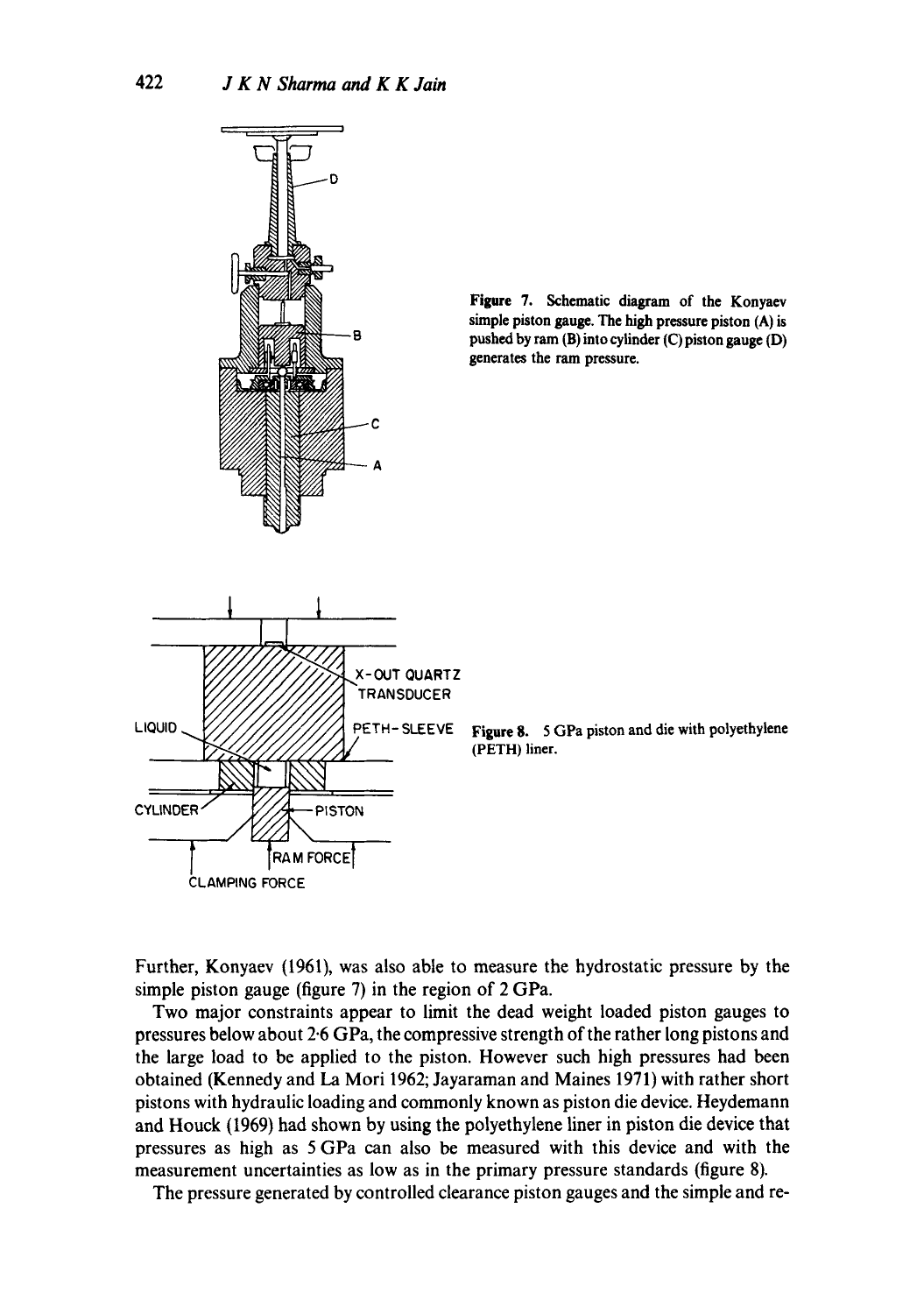Figure 7. Schematic diagram of the Konyaev simple piston gauge. The high pressure piston (A) is pushed by ram (B) into cylinder (C) piston gauge (D) generates the ram pressure.

Figure 8. 5 GPa piston and die with polyethylene (PETH) liner.

Further, Konyaev (1961), was also able to measure the hydrostatic pressure by the simple piston gauge (figure 7) in the region of 2 GPa.

Two major constraints appear to limit the dead weight loaded piston gauges to pressures below about 2·6 GPa, the compressive strength of the rather long pistons and the large load to be applied to the piston. However such high pressures had been obtained (Kennedy and La Mori 1962; Jayaraman and Maines 1971) with rather short pistons with hydraulic loading and commonly known as piston die device. Heydemann and Houck (1969) had shown by using the polyethylene liner in piston die device that pressures as high as 5 GPa can also be measured with this device and with the measurement uncertainties as low as in the primary pressure standards (figure 8).

The pressure generated by controlled clearance piston gauges and the simple and re-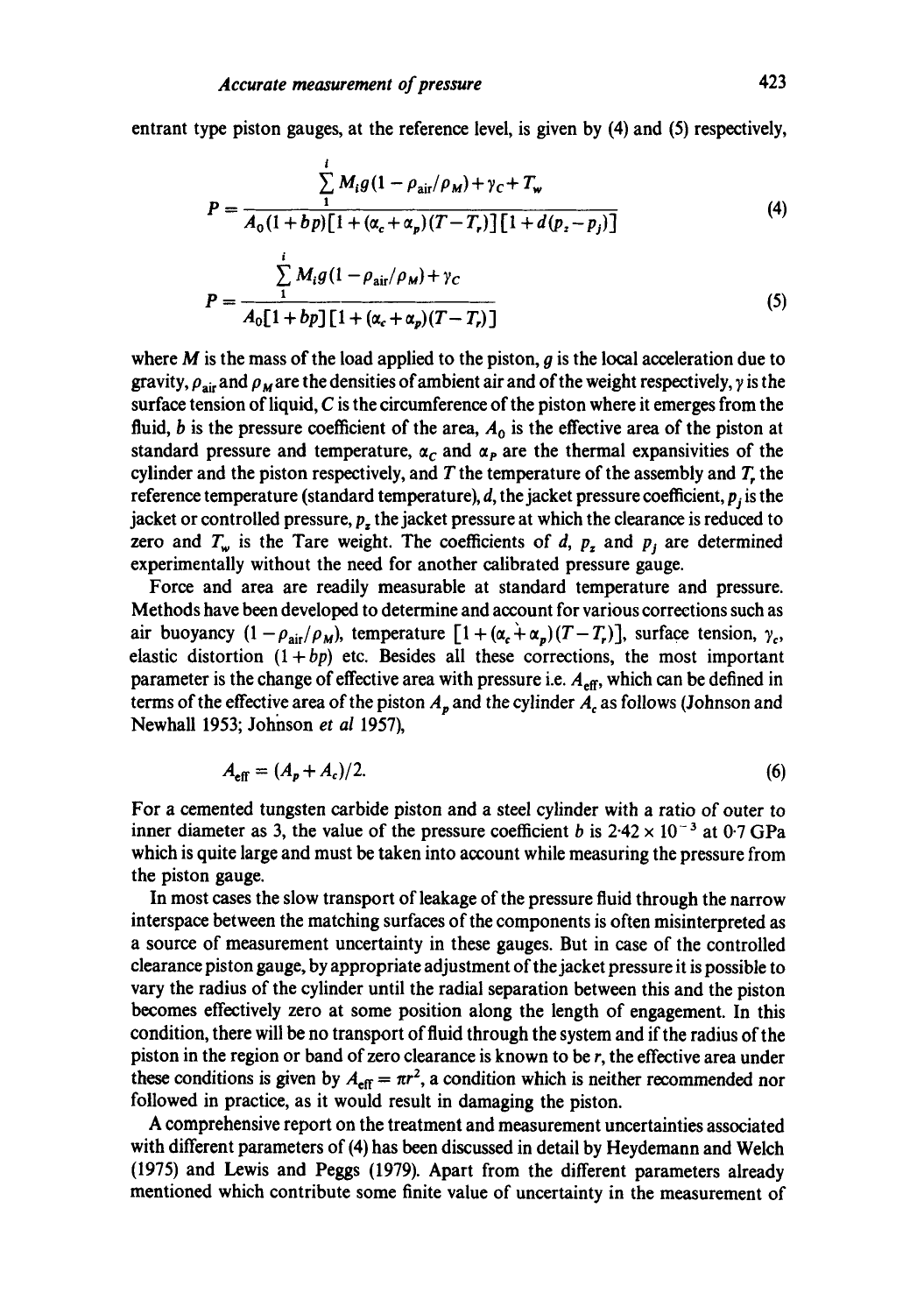entrant type piston gauges, at the reference level, is given by (4) and (5) respectively,

$$P = \frac{\sum_{1}^{i} M_i g(1 - \rho_{\text{air}}/\rho_M) + \gamma_C + T_w}{A_0(1 + bp)[1 + (\alpha_c + \alpha_p)(T - T_r)][1 + d(p_z - p_j)]} \tag{4}$$

$$P = \frac{\sum_{1}^{i} M_i g(1 - \rho_{\text{air}}/\rho_M) + \gamma_C}{A_0[1 + bp][1 + (\alpha_c + \alpha_p)(T - T_r)]} \tag{5}$$

where $M$ is the mass of the load applied to the piston, $g$ is the local acceleration due to gravity, $\rho_{\text{air}}$ and $\rho_M$ are the densities of ambient air and of the weight respectively, $\gamma$ is the surface tension of liquid, $C$ is the circumference of the piston where it emerges from the fluid, $b$ is the pressure coefficient of the area, $A_0$ is the effective area of the piston at standard pressure and temperature, $\alpha_C$ and $\alpha_P$ are the thermal expansivities of the cylinder and the piston respectively, and $T$ the temperature of the assembly and $T_r$ the reference temperature (standard temperature), $d$, the jacket pressure coefficient, $p_j$ is the jacket or controlled pressure, $p_z$ the jacket pressure at which the clearance is reduced to zero and $T_w$ is the Tare weight. The coefficients of $d$, $p_z$ and $p_j$ are determined experimentally without the need for another calibrated pressure gauge.

Force and area are readily measurable at standard temperature and pressure. Methods have been developed to determine and account for various corrections such as air buoyancy $(1 - \rho_{\text{air}}/\rho_M)$, temperature $[1 + (\alpha_c + \alpha_p)(T - T_r)]$, surface tension, $\gamma_c$, elastic distortion $(1 + bp)$ etc. Besides all these corrections, the most important parameter is the change of effective area with pressure i.e. $A_{\text{eff}}$, which can be defined in terms of the effective area of the piston $A_p$ and the cylinder $A_c$ as follows (Johnson and Newhall 1953; Johnson *et al* 1957),

$$A_{\text{eff}} = (A_p + A_c)/2. \tag{6}$$

For a cemented tungsten carbide piston and a steel cylinder with a ratio of outer to inner diameter as 3, the value of the pressure coefficient $b$ is $2{\cdot}42 \times 10^{-3}$ at 0·7 GPa which is quite large and must be taken into account while measuring the pressure from the piston gauge.

In most cases the slow transport of leakage of the pressure fluid through the narrow interspace between the matching surfaces of the components is often misinterpreted as a source of measurement uncertainty in these gauges. But in case of the controlled clearance piston gauge, by appropriate adjustment of the jacket pressure it is possible to vary the radius of the cylinder until the radial separation between this and the piston becomes effectively zero at some position along the length of engagement. In this condition, there will be no transport of fluid through the system and if the radius of the piston in the region or band of zero clearance is known to be $r$, the effective area under these conditions is given by $A_{\text{eff}} = \pi r^2$, a condition which is neither recommended nor followed in practice, as it would result in damaging the piston.

A comprehensive report on the treatment and measurement uncertainties associated with different parameters of (4) has been discussed in detail by Heydemann and Welch (1975) and Lewis and Peggs (1979). Apart from the different parameters already mentioned which contribute some finite value of uncertainty in the measurement of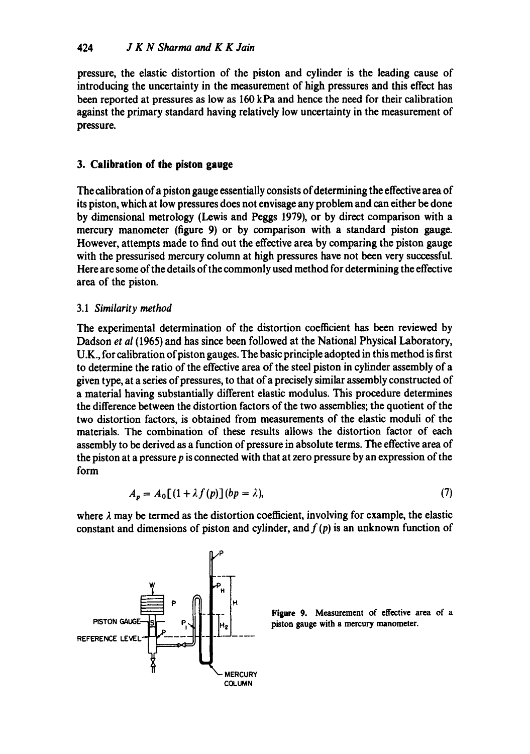pressure, the elastic distortion of the piston and cylinder is the leading cause of introducing the uncertainty in the measurement of high pressures and this effect has been reported at pressures as low as 160 kPa and hence the need for their calibration against the primary standard having relatively low uncertainty in the measurement of pressure.

## 3. Calibration of the piston gauge

The calibration of a piston gauge essentially consists of determining the effective area of its piston, which at low pressures does not envisage any problem and can either be done by dimensional metrology (Lewis and Peggs 1979), or by direct comparison with a mercury manometer (figure 9) or by comparison with a standard piston gauge. However, attempts made to find out the effective area by comparing the piston gauge with the pressurised mercury column at high pressures have not been very successful. Here are some of the details of the commonly used method for determining the effective area of the piston.

### 3.1 *Similarity method*

The experimental determination of the distortion coefficient has been reviewed by Dadson *et al* (1965) and has since been followed at the National Physical Laboratory, U.K., for calibration of piston gauges. The basic principle adopted in this method is first to determine the ratio of the effective area of the steel piston in cylinder assembly of a given type, at a series of pressures, to that of a precisely similar assembly constructed of a material having substantially different elastic modulus. This procedure determines the difference between the distortion factors of the two assemblies; the quotient of the two distortion factors, is obtained from measurements of the elastic moduli of the materials. The combination of these results allows the distortion factor of each assembly to be derived as a function of pressure in absolute terms. The effective area of the piston at a pressure $p$ is connected with that at zero pressure by an expression of the form

$$A_p = A_0[(1 + \lambda f(p)](bp = \lambda), \tag{7}$$

where $\lambda$ may be termed as the distortion coefficient, involving for example, the elastic constant and dimensions of piston and cylinder, and $f(p)$ is an unknown function of

**Figure 9.** Measurement of effective area of a piston gauge with a mercury manometer.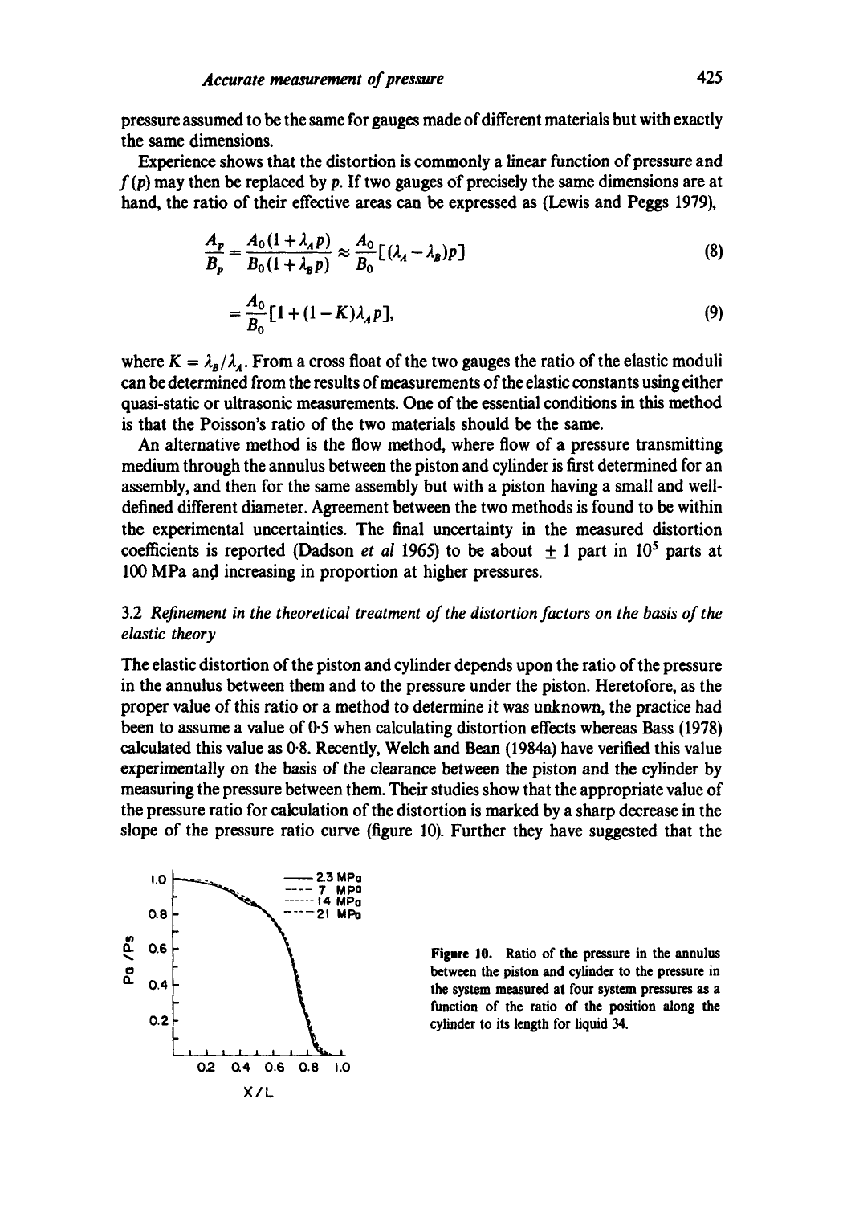pressure assumed to be the same for gauges made of different materials but with exactly the same dimensions.

Experience shows that the distortion is commonly a linear function of pressure and $f(p)$ may then be replaced by $p$. If two gauges of precisely the same dimensions are at hand, the ratio of their effective areas can be expressed as (Lewis and Peggs 1979),

$$\frac{A_p}{B_p} = \frac{A_0(1+\lambda_A p)}{B_0(1+\lambda_B p)} \approx \frac{A_0}{B_0}[(\lambda_A - \lambda_B)p] \tag{8}$$

$$= \frac{A_0}{B_0}[1+(1-K)\lambda_A p], \tag{9}$$

where $K = \lambda_B/\lambda_A$. From a cross float of the two gauges the ratio of the elastic moduli can be determined from the results of measurements of the elastic constants using either quasi-static or ultrasonic measurements. One of the essential conditions in this method is that the Poisson's ratio of the two materials should be the same.

An alternative method is the flow method, where flow of a pressure transmitting medium through the annulus between the piston and cylinder is first determined for an assembly, and then for the same assembly but with a piston having a small and well-defined different diameter. Agreement between the two methods is found to be within the experimental uncertainties. The final uncertainty in the measured distortion coefficients is reported (Dadson *et al* 1965) to be about $\pm$ 1 part in $10^5$ parts at 100 MPa and increasing in proportion at higher pressures.

### 3.2 *Refinement in the theoretical treatment of the distortion factors on the basis of the elastic theory*

The elastic distortion of the piston and cylinder depends upon the ratio of the pressure in the annulus between them and to the pressure under the piston. Heretofore, as the proper value of this ratio or a method to determine it was unknown, the practice had been to assume a value of 0·5 when calculating distortion effects whereas Bass (1978) calculated this value as 0·8. Recently, Welch and Bean (1984a) have verified this value experimentally on the basis of the clearance between the piston and the cylinder by measuring the pressure between them. Their studies show that the appropriate value of the pressure ratio for calculation of the distortion is marked by a sharp decrease in the slope of the pressure ratio curve (figure 10). Further they have suggested that the

**Figure 10.** Ratio of the pressure in the annulus between the piston and cylinder to the pressure in the system measured at four system pressures as a function of the ratio of the position along the cylinder to its length for liquid 34.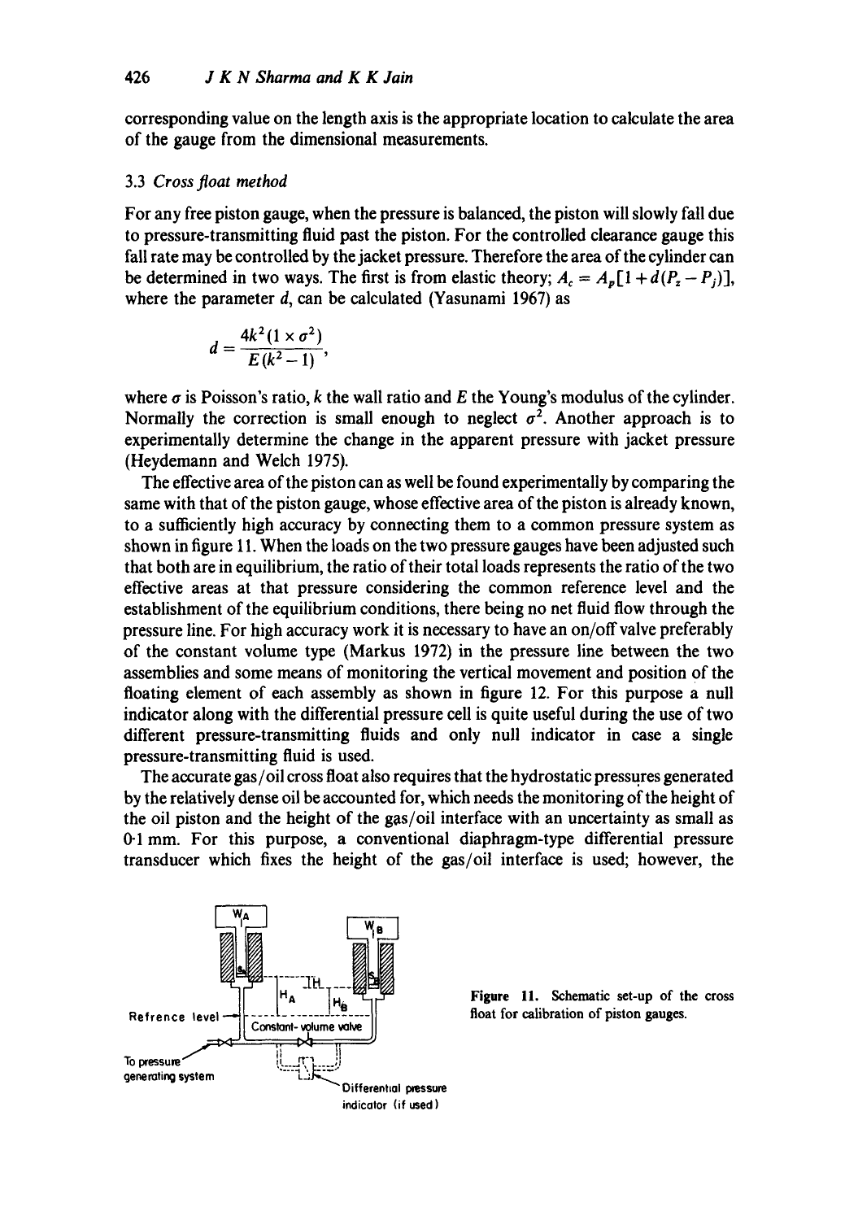corresponding value on the length axis is the appropriate location to calculate the area of the gauge from the dimensional measurements.

### 3.3 *Cross float method*

For any free piston gauge, when the pressure is balanced, the piston will slowly fall due to pressure-transmitting fluid past the piston. For the controlled clearance gauge this fall rate may be controlled by the jacket pressure. Therefore the area of the cylinder can be determined in two ways. The first is from elastic theory; $A_c = A_p[1 + d(P_z - P_j)]$, where the parameter $d$, can be calculated (Yasunami 1967) as

$$d = \frac{4k^2(1 \times \sigma^2)}{E(k^2 - 1)},$$

where $\sigma$ is Poisson's ratio, $k$ the wall ratio and $E$ the Young's modulus of the cylinder. Normally the correction is small enough to neglect $\sigma^2$. Another approach is to experimentally determine the change in the apparent pressure with jacket pressure (Heydemann and Welch 1975).

The effective area of the piston can as well be found experimentally by comparing the same with that of the piston gauge, whose effective area of the piston is already known, to a sufficiently high accuracy by connecting them to a common pressure system as shown in figure 11. When the loads on the two pressure gauges have been adjusted such that both are in equilibrium, the ratio of their total loads represents the ratio of the two effective areas at that pressure considering the common reference level and the establishment of the equilibrium conditions, there being no net fluid flow through the pressure line. For high accuracy work it is necessary to have an on/off valve preferably of the constant volume type (Markus 1972) in the pressure line between the two assemblies and some means of monitoring the vertical movement and position of the floating element of each assembly as shown in figure 12. For this purpose a null indicator along with the differential pressure cell is quite useful during the use of two different pressure-transmitting fluids and only null indicator in case a single pressure-transmitting fluid is used.

The accurate gas/oil cross float also requires that the hydrostatic pressures generated by the relatively dense oil be accounted for, which needs the monitoring of the height of the oil piston and the height of the gas/oil interface with an uncertainty as small as 0·1 mm. For this purpose, a conventional diaphragm-type differential pressure transducer which fixes the height of the gas/oil interface is used; however, the

**Figure 11.** Schematic set-up of the cross float for calibration of piston gauges.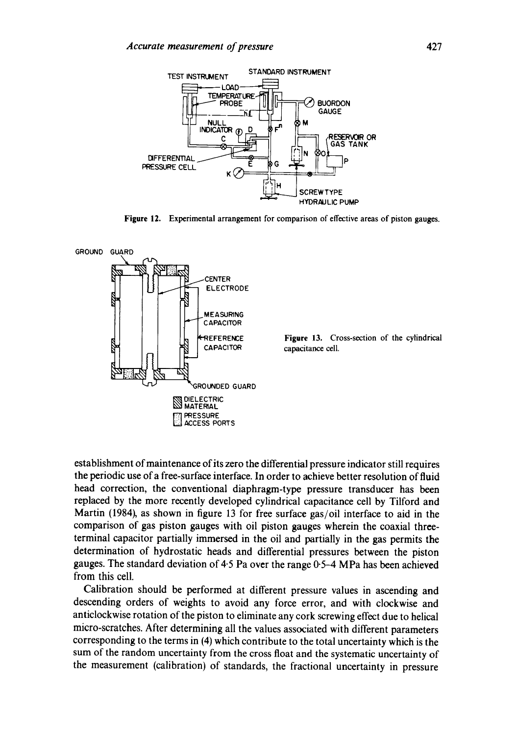Figure 12. Experimental arrangement for comparison of effective areas of piston gauges.

Figure 13. Cross-section of the cylindrical capacitance cell.

establishment of maintenance of its zero the differential pressure indicator still requires the periodic use of a free-surface interface. In order to achieve better resolution of fluid head correction, the conventional diaphragm-type pressure transducer has been replaced by the more recently developed cylindrical capacitance cell by Tilford and Martin (1984), as shown in figure 13 for free surface gas/oil interface to aid in the comparison of gas piston gauges with oil piston gauges wherein the coaxial three-terminal capacitor partially immersed in the oil and partially in the gas permits the determination of hydrostatic heads and differential pressures between the piston gauges. The standard deviation of 4·5 Pa over the range 0·5–4 MPa has been achieved from this cell.

Calibration should be performed at different pressure values in ascending and descending orders of weights to avoid any force error, and with clockwise and anticlockwise rotation of the piston to eliminate any cork screwing effect due to helical micro-scratches. After determining all the values associated with different parameters corresponding to the terms in (4) which contribute to the total uncertainty which is the sum of the random uncertainty from the cross float and the systematic uncertainty of the measurement (calibration) of standards, the fractional uncertainty in pressure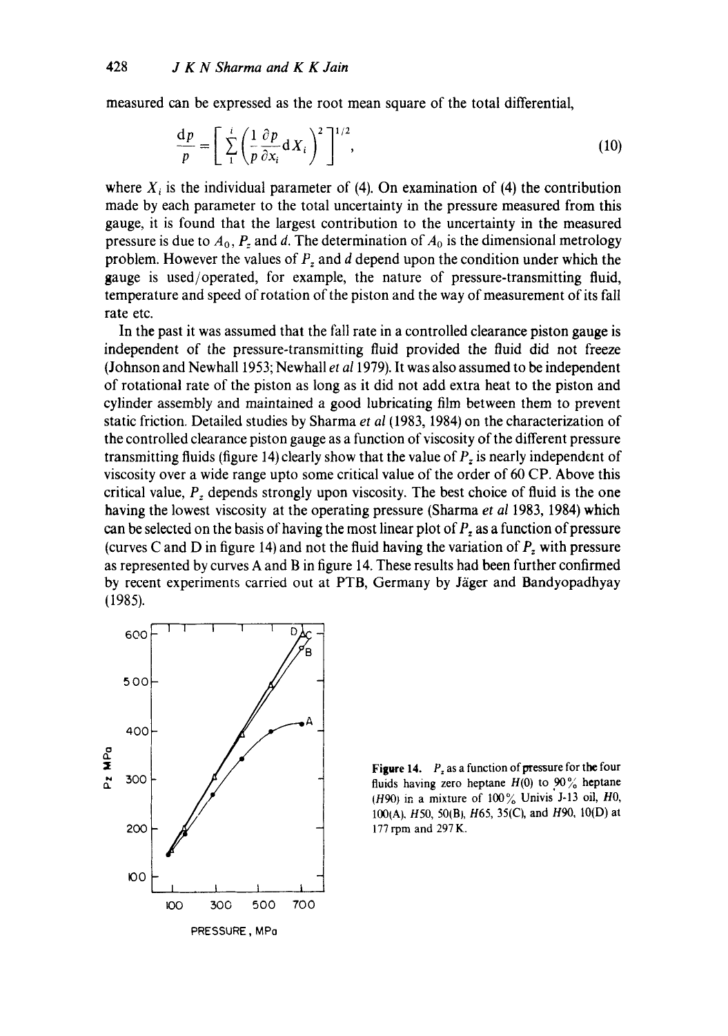measured can be expressed as the root mean square of the total differential,

$$\frac{dp}{p} = \left[ \sum_{1}^{i} \left( \frac{1}{p} \frac{\partial p}{\partial x_i} dX_i \right)^2 \right]^{1/2}, \tag{10}$$

where $X_i$ is the individual parameter of (4). On examination of (4) the contribution made by each parameter to the total uncertainty in the pressure measured from this gauge, it is found that the largest contribution to the uncertainty in the measured pressure is due to $A_0$, $P_z$ and $d$. The determination of $A_0$ is the dimensional metrology problem. However the values of $P_z$ and $d$ depend upon the condition under which the gauge is used/operated, for example, the nature of pressure-transmitting fluid, temperature and speed of rotation of the piston and the way of measurement of its fall rate etc.

In the past it was assumed that the fall rate in a controlled clearance piston gauge is independent of the pressure-transmitting fluid provided the fluid did not freeze (Johnson and Newhall 1953; Newhall *et al* 1979). It was also assumed to be independent of rotational rate of the piston as long as it did not add extra heat to the piston and cylinder assembly and maintained a good lubricating film between them to prevent static friction. Detailed studies by Sharma *et al* (1983, 1984) on the characterization of the controlled clearance piston gauge as a function of viscosity of the different pressure transmitting fluids (figure 14) clearly show that the value of $P_z$ is nearly independent of viscosity over a wide range upto some critical value of the order of 60 CP. Above this critical value, $P_z$ depends strongly upon viscosity. The best choice of fluid is the one having the lowest viscosity at the operating pressure (Sharma *et al* 1983, 1984) which can be selected on the basis of having the most linear plot of $P_z$ as a function of pressure (curves C and D in figure 14) and not the fluid having the variation of $P_z$ with pressure as represented by curves A and B in figure 14. These results had been further confirmed by recent experiments carried out at PTB, Germany by Jäger and Bandyopadhyay (1985).

**Figure 14.** $P_z$ as a function of pressure for the four fluids having zero heptane $H(0)$ to 90% heptane ($H90$) in a mixture of 100% Univis J-13 oil, $H0$, 100(A), $H50$, 50(B), $H65$, 35(C), and $H90$, 10(D) at 177 rpm and 297 K.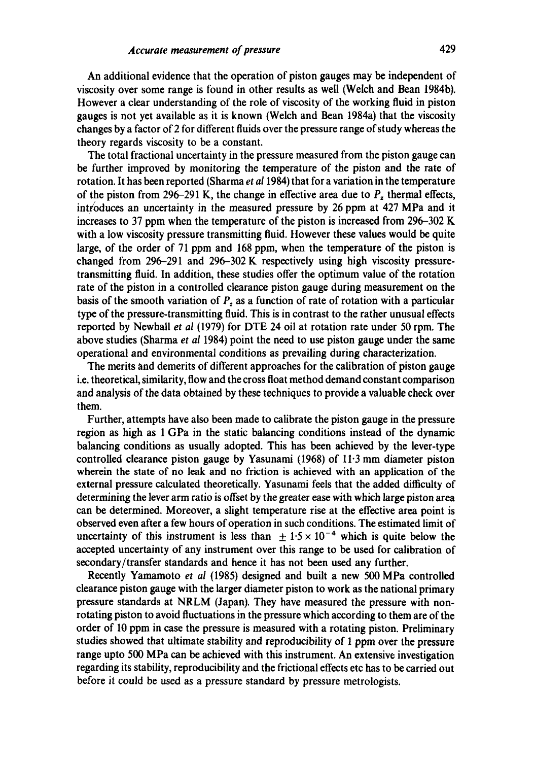An additional evidence that the operation of piston gauges may be independent of viscosity over some range is found in other results as well (Welch and Bean 1984b). However a clear understanding of the role of viscosity of the working fluid in piston gauges is not yet available as it is known (Welch and Bean 1984a) that the viscosity changes by a factor of 2 for different fluids over the pressure range of study whereas the theory regards viscosity to be a constant.

The total fractional uncertainty in the pressure measured from the piston gauge can be further improved by monitoring the temperature of the piston and the rate of rotation. It has been reported (Sharma *et al* 1984) that for a variation in the temperature of the piston from 296–291 K, the change in effective area due to $P_z$ thermal effects, introduces an uncertainty in the measured pressure by 26 ppm at 427 MPa and it increases to 37 ppm when the temperature of the piston is increased from 296–302 K with a low viscosity pressure transmitting fluid. However these values would be quite large, of the order of 71 ppm and 168 ppm, when the temperature of the piston is changed from 296–291 and 296–302 K respectively using high viscosity pressure-transmitting fluid. In addition, these studies offer the optimum value of the rotation rate of the piston in a controlled clearance piston gauge during measurement on the basis of the smooth variation of $P_z$ as a function of rate of rotation with a particular type of the pressure-transmitting fluid. This is in contrast to the rather unusual effects reported by Newhall *et al* (1979) for DTE 24 oil at rotation rate under 50 rpm. The above studies (Sharma *et al* 1984) point the need to use piston gauge under the same operational and environmental conditions as prevailing during characterization.

The merits and demerits of different approaches for the calibration of piston gauge i.e. theoretical, similarity, flow and the cross float method demand constant comparison and analysis of the data obtained by these techniques to provide a valuable check over them.

Further, attempts have also been made to calibrate the piston gauge in the pressure region as high as 1 GPa in the static balancing conditions instead of the dynamic balancing conditions as usually adopted. This has been achieved by the lever-type controlled clearance piston gauge by Yasunami (1968) of 11·3 mm diameter piston wherein the state of no leak and no friction is achieved with an application of the external pressure calculated theoretically. Yasunami feels that the added difficulty of determining the lever arm ratio is offset by the greater ease with which large piston area can be determined. Moreover, a slight temperature rise at the effective area point is observed even after a few hours of operation in such conditions. The estimated limit of uncertainty of this instrument is less than $\pm 1{\cdot}5 \times 10^{-4}$ which is quite below the accepted uncertainty of any instrument over this range to be used for calibration of secondary/transfer standards and hence it has not been used any further.

Recently Yamamoto *et al* (1985) designed and built a new 500 MPa controlled clearance piston gauge with the larger diameter piston to work as the national primary pressure standards at NRLM (Japan). They have measured the pressure with non-rotating piston to avoid fluctuations in the pressure which according to them are of the order of 10 ppm in case the pressure is measured with a rotating piston. Preliminary studies showed that ultimate stability and reproducibility of 1 ppm over the pressure range upto 500 MPa can be achieved with this instrument. An extensive investigation regarding its stability, reproducibility and the frictional effects etc has to be carried out before it could be used as a pressure standard by pressure metrologists.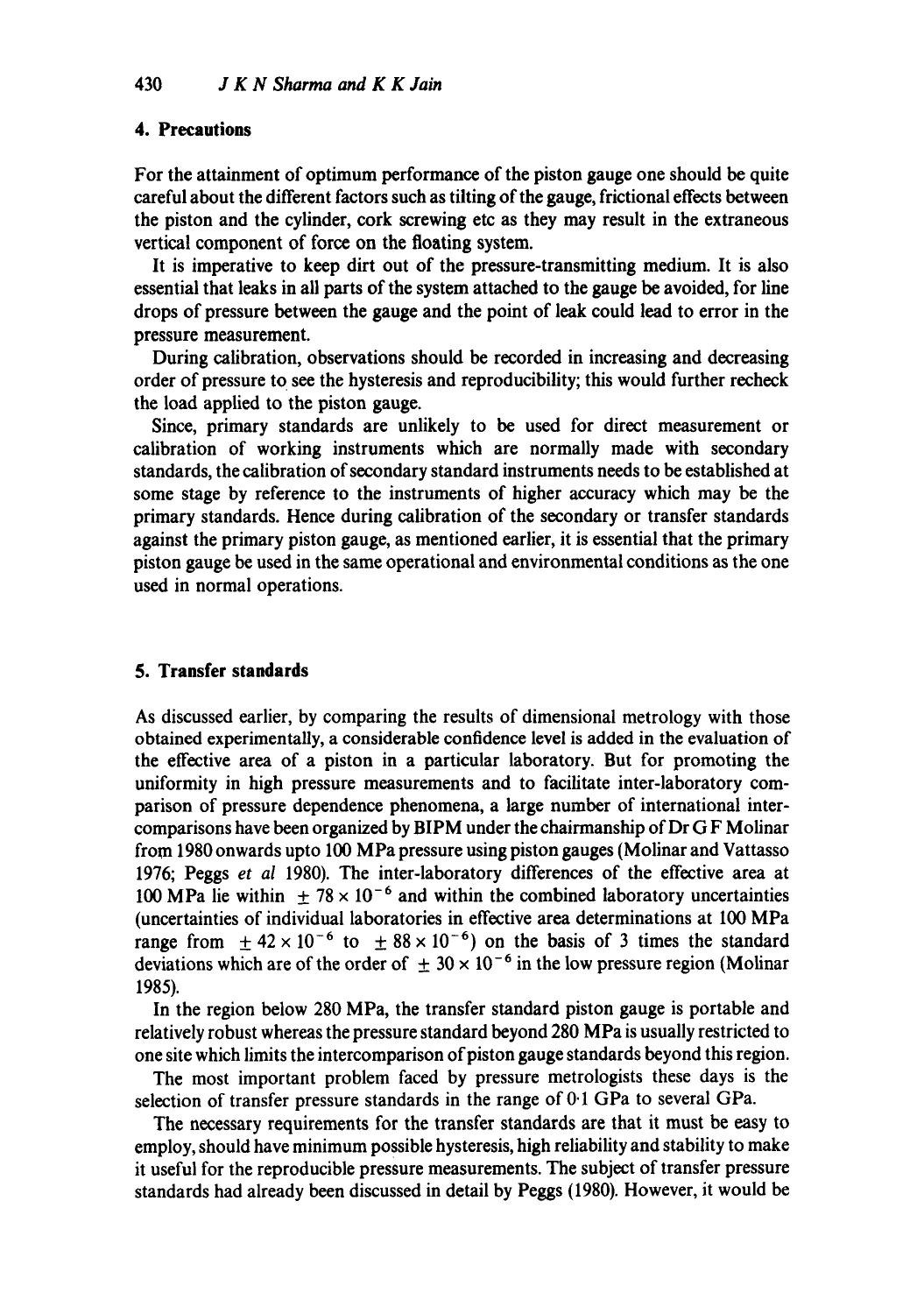## 4. Precautions

For the attainment of optimum performance of the piston gauge one should be quite careful about the different factors such as tilting of the gauge, frictional effects between the piston and the cylinder, cork screwing etc as they may result in the extraneous vertical component of force on the floating system.

It is imperative to keep dirt out of the pressure-transmitting medium. It is also essential that leaks in all parts of the system attached to the gauge be avoided, for line drops of pressure between the gauge and the point of leak could lead to error in the pressure measurement.

During calibration, observations should be recorded in increasing and decreasing order of pressure to see the hysteresis and reproducibility; this would further recheck the load applied to the piston gauge.

Since, primary standards are unlikely to be used for direct measurement or calibration of working instruments which are normally made with secondary standards, the calibration of secondary standard instruments needs to be established at some stage by reference to the instruments of higher accuracy which may be the primary standards. Hence during calibration of the secondary or transfer standards against the primary piston gauge, as mentioned earlier, it is essential that the primary piston gauge be used in the same operational and environmental conditions as the one used in normal operations.

## 5. Transfer standards

As discussed earlier, by comparing the results of dimensional metrology with those obtained experimentally, a considerable confidence level is added in the evaluation of the effective area of a piston in a particular laboratory. But for promoting the uniformity in high pressure measurements and to facilitate inter-laboratory comparison of pressure dependence phenomena, a large number of international intercomparisons have been organized by BIPM under the chairmanship of Dr G F Molinar from 1980 onwards upto 100 MPa pressure using piston gauges (Molinar and Vattasso 1976; Peggs *et al* 1980). The inter-laboratory differences of the effective area at 100 MPa lie within $\pm 78 \times 10^{-6}$ and within the combined laboratory uncertainties (uncertainties of individual laboratories in effective area determinations at 100 MPa range from $\pm 42 \times 10^{-6}$ to $\pm 88 \times 10^{-6}$) on the basis of 3 times the standard deviations which are of the order of $\pm 30 \times 10^{-6}$ in the low pressure region (Molinar 1985).

In the region below 280 MPa, the transfer standard piston gauge is portable and relatively robust whereas the pressure standard beyond 280 MPa is usually restricted to one site which limits the intercomparison of piston gauge standards beyond this region.

The most important problem faced by pressure metrologists these days is the selection of transfer pressure standards in the range of 0·1 GPa to several GPa.

The necessary requirements for the transfer standards are that it must be easy to employ, should have minimum possible hysteresis, high reliability and stability to make it useful for the reproducible pressure measurements. The subject of transfer pressure standards had already been discussed in detail by Peggs (1980). However, it would be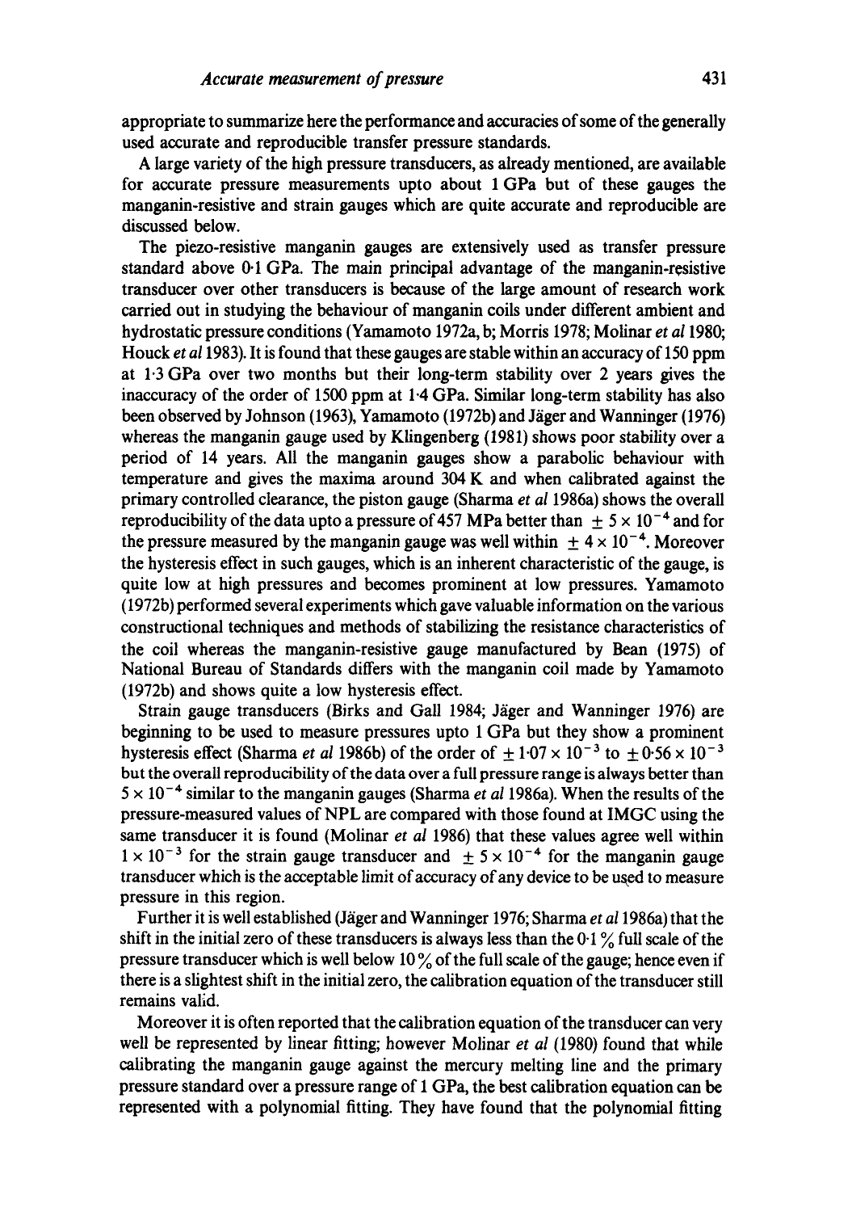appropriate to summarize here the performance and accuracies of some of the generally used accurate and reproducible transfer pressure standards.

A large variety of the high pressure transducers, as already mentioned, are available for accurate pressure measurements upto about 1 GPa but of these gauges the manganin-resistive and strain gauges which are quite accurate and reproducible are discussed below.

The piezo-resistive manganin gauges are extensively used as transfer pressure standard above 0·1 GPa. The main principal advantage of the manganin-resistive transducer over other transducers is because of the large amount of research work carried out in studying the behaviour of manganin coils under different ambient and hydrostatic pressure conditions (Yamamoto 1972a, b; Morris 1978; Molinar *et al* 1980; Houck *et al* 1983). It is found that these gauges are stable within an accuracy of 150 ppm at 1·3 GPa over two months but their long-term stability over 2 years gives the inaccuracy of the order of 1500 ppm at 1·4 GPa. Similar long-term stability has also been observed by Johnson (1963), Yamamoto (1972b) and Jäger and Wanninger (1976) whereas the manganin gauge used by Klingenberg (1981) shows poor stability over a period of 14 years. All the manganin gauges show a parabolic behaviour with temperature and gives the maxima around 304 K and when calibrated against the primary controlled clearance, the piston gauge (Sharma *et al* 1986a) shows the overall reproducibility of the data upto a pressure of 457 MPa better than $\pm 5 \times 10^{-4}$ and for the pressure measured by the manganin gauge was well within $\pm 4 \times 10^{-4}$. Moreover the hysteresis effect in such gauges, which is an inherent characteristic of the gauge, is quite low at high pressures and becomes prominent at low pressures. Yamamoto (1972b) performed several experiments which gave valuable information on the various constructional techniques and methods of stabilizing the resistance characteristics of the coil whereas the manganin-resistive gauge manufactured by Bean (1975) of National Bureau of Standards differs with the manganin coil made by Yamamoto (1972b) and shows quite a low hysteresis effect.

Strain gauge transducers (Birks and Gall 1984; Jäger and Wanninger 1976) are beginning to be used to measure pressures upto 1 GPa but they show a prominent hysteresis effect (Sharma *et al* 1986b) of the order of $\pm 1{\cdot}07 \times 10^{-3}$ to $\pm 0{\cdot}56 \times 10^{-3}$ but the overall reproducibility of the data over a full pressure range is always better than $5 \times 10^{-4}$ similar to the manganin gauges (Sharma *et al* 1986a). When the results of the pressure-measured values of NPL are compared with those found at IMGC using the same transducer it is found (Molinar *et al* 1986) that these values agree well within $1 \times 10^{-3}$ for the strain gauge transducer and $\pm 5 \times 10^{-4}$ for the manganin gauge transducer which is the acceptable limit of accuracy of any device to be used to measure pressure in this region.

Further it is well established (Jäger and Wanninger 1976; Sharma *et al* 1986a) that the shift in the initial zero of these transducers is always less than the 0·1 % full scale of the pressure transducer which is well below 10 % of the full scale of the gauge; hence even if there is a slightest shift in the initial zero, the calibration equation of the transducer still remains valid.

Moreover it is often reported that the calibration equation of the transducer can very well be represented by linear fitting; however Molinar *et al* (1980) found that while calibrating the manganin gauge against the mercury melting line and the primary pressure standard over a pressure range of 1 GPa, the best calibration equation can be represented with a polynomial fitting. They have found that the polynomial fitting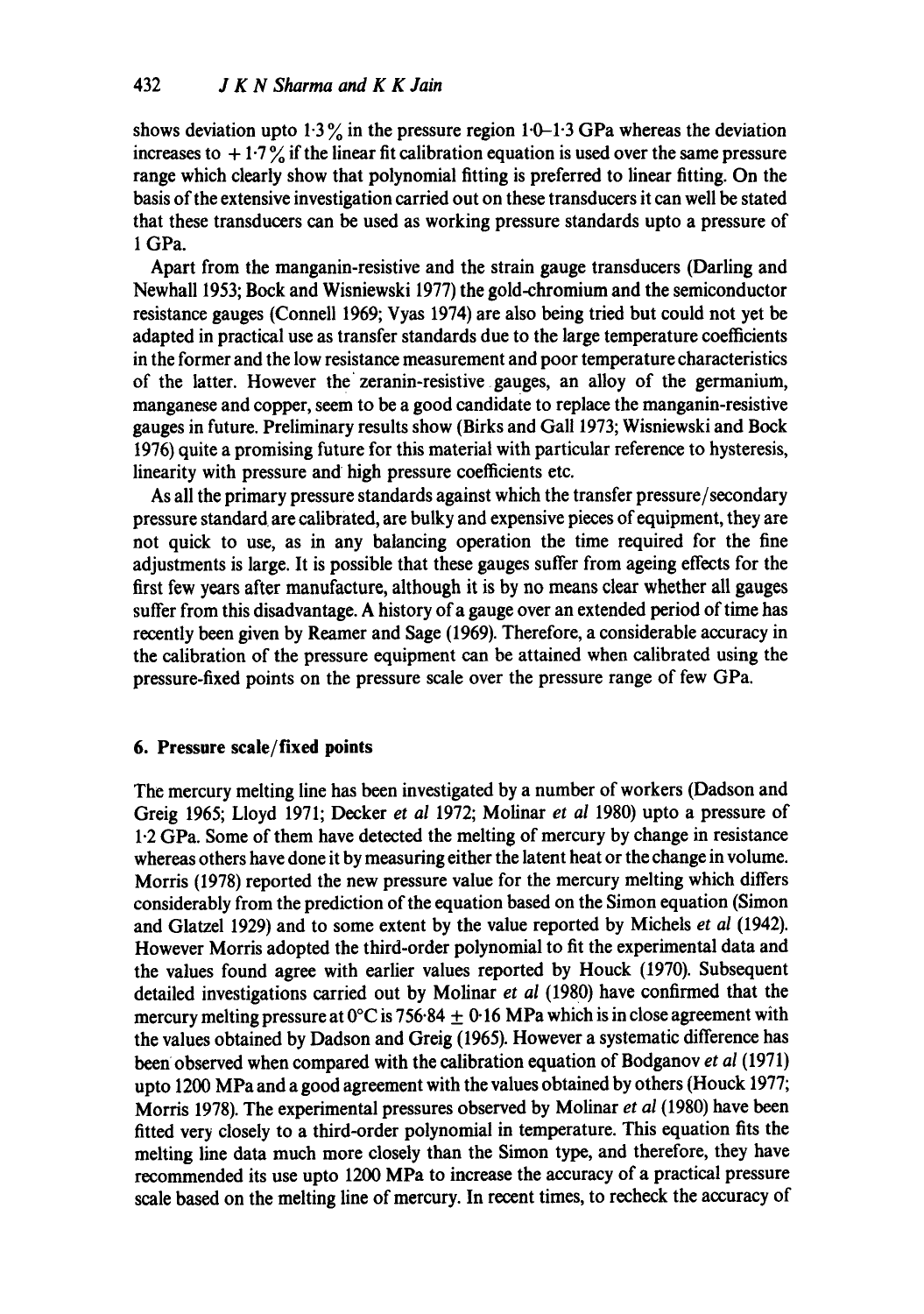shows deviation upto 1·3% in the pressure region 1·0–1·3 GPa whereas the deviation increases to + 1·7% if the linear fit calibration equation is used over the same pressure range which clearly show that polynomial fitting is preferred to linear fitting. On the basis of the extensive investigation carried out on these transducers it can well be stated that these transducers can be used as working pressure standards upto a pressure of 1 GPa.

Apart from the manganin-resistive and the strain gauge transducers (Darling and Newhall 1953; Bock and Wisniewski 1977) the gold-chromium and the semiconductor resistance gauges (Connell 1969; Vyas 1974) are also being tried but could not yet be adapted in practical use as transfer standards due to the large temperature coefficients in the former and the low resistance measurement and poor temperature characteristics of the latter. However the zeranin-resistive gauges, an alloy of the germanium, manganese and copper, seem to be a good candidate to replace the manganin-resistive gauges in future. Preliminary results show (Birks and Gall 1973; Wisniewski and Bock 1976) quite a promising future for this material with particular reference to hysteresis, linearity with pressure and high pressure coefficients etc.

As all the primary pressure standards against which the transfer pressure/secondary pressure standard are calibrated, are bulky and expensive pieces of equipment, they are not quick to use, as in any balancing operation the time required for the fine adjustments is large. It is possible that these gauges suffer from ageing effects for the first few years after manufacture, although it is by no means clear whether all gauges suffer from this disadvantage. A history of a gauge over an extended period of time has recently been given by Reamer and Sage (1969). Therefore, a considerable accuracy in the calibration of the pressure equipment can be attained when calibrated using the pressure-fixed points on the pressure scale over the pressure range of few GPa.

## 6. Pressure scale/fixed points

The mercury melting line has been investigated by a number of workers (Dadson and Greig 1965; Lloyd 1971; Decker *et al* 1972; Molinar *et al* 1980) upto a pressure of 1·2 GPa. Some of them have detected the melting of mercury by change in resistance whereas others have done it by measuring either the latent heat or the change in volume. Morris (1978) reported the new pressure value for the mercury melting which differs considerably from the prediction of the equation based on the Simon equation (Simon and Glatzel 1929) and to some extent by the value reported by Michels *et al* (1942). However Morris adopted the third-order polynomial to fit the experimental data and the values found agree with earlier values reported by Houck (1970). Subsequent detailed investigations carried out by Molinar *et al* (1980) have confirmed that the mercury melting pressure at 0°C is 756·84 ± 0·16 MPa which is in close agreement with the values obtained by Dadson and Greig (1965). However a systematic difference has been observed when compared with the calibration equation of Bodganov *et al* (1971) upto 1200 MPa and a good agreement with the values obtained by others (Houck 1977; Morris 1978). The experimental pressures observed by Molinar *et al* (1980) have been fitted very closely to a third-order polynomial in temperature. This equation fits the melting line data much more closely than the Simon type, and therefore, they have recommended its use upto 1200 MPa to increase the accuracy of a practical pressure scale based on the melting line of mercury. In recent times, to recheck the accuracy of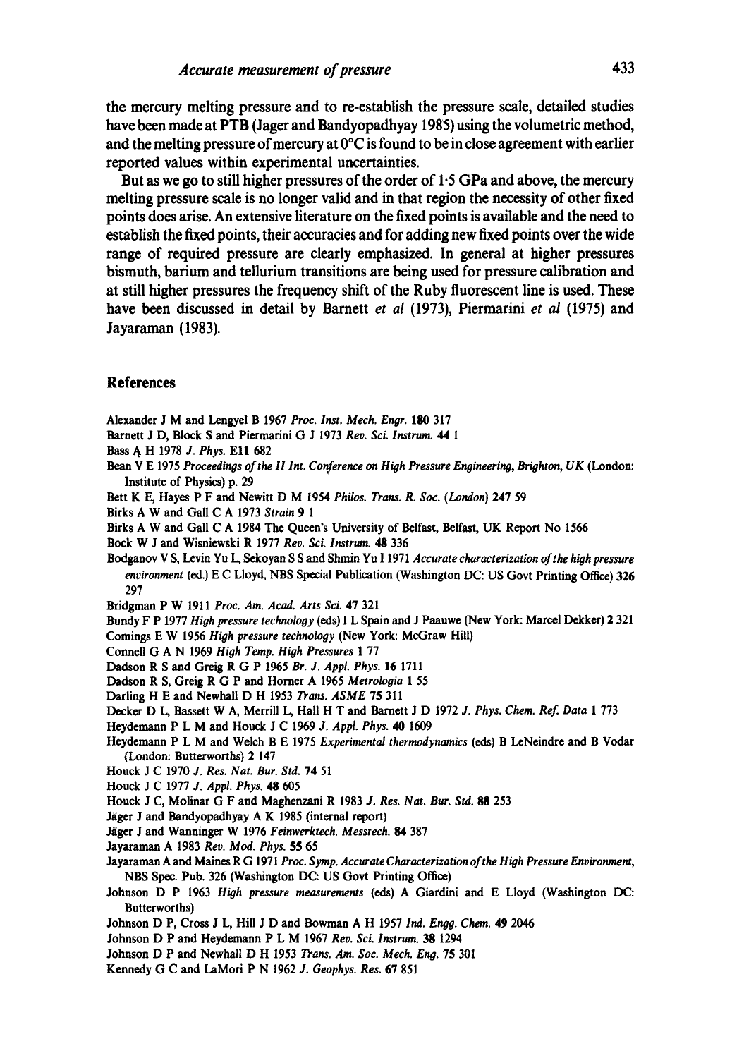the mercury melting pressure and to re-establish the pressure scale, detailed studies have been made at PTB (Jager and Bandyopadhyay 1985) using the volumetric method, and the melting pressure of mercury at 0°C is found to be in close agreement with earlier reported values within experimental uncertainties.

But as we go to still higher pressures of the order of 1·5 GPa and above, the mercury melting pressure scale is no longer valid and in that region the necessity of other fixed points does arise. An extensive literature on the fixed points is available and the need to establish the fixed points, their accuracies and for adding new fixed points over the wide range of required pressure are clearly emphasized. In general at higher pressures bismuth, barium and tellurium transitions are being used for pressure calibration and at still higher pressures the frequency shift of the Ruby fluorescent line is used. These have been discussed in detail by Barnett *et al* (1973), Piermarini *et al* (1975) and Jayaraman (1983).

## References

Alexander J M and Lengyel B 1967 *Proc. Inst. Mech. Engr.* **180** 317

Barnett J D, Block S and Piermarini G J 1973 *Rev. Sci. Instrum.* **44** 1

Bass A H 1978 *J. Phys.* **E11** 682

Bean V E 1975 *Proceedings of the II Int. Conference on High Pressure Engineering, Brighton, UK* (London: Institute of Physics) p. 29

Bett K E, Hayes P F and Newitt D M 1954 *Philos. Trans. R. Soc. (London)* **247** 59

Birks A W and Gall C A 1973 *Strain* **9** 1

Birks A W and Gall C A 1984 The Queen's University of Belfast, Belfast, UK Report No 1566

Bock W J and Wisniewski R 1977 *Rev. Sci. Instrum.* **48** 336

Bodganov V S, Levin Yu L, Sekoyan S S and Shmin Yu I 1971 *Accurate characterization of the high pressure environment* (ed.) E C Lloyd, NBS Special Publication (Washington DC: US Govt Printing Office) **326** 297

Bridgman P W 1911 *Proc. Am. Acad. Arts Sci.* **47** 321

Bundy F P 1977 *High pressure technology* (eds) I L Spain and J Paauwe (New York: Marcel Dekker) **2** 321

Comings E W 1956 *High pressure technology* (New York: McGraw Hill)

Connell G A N 1969 *High Temp. High Pressures* **1** 77

Dadson R S and Greig R G P 1965 *Br. J. Appl. Phys.* **16** 1711

Dadson R S, Greig R G P and Horner A 1965 *Metrologia* **1** 55

Darling H E and Newhall D H 1953 *Trans. ASME* **75** 311

Decker D L, Bassett W A, Merrill L, Hall H T and Barnett J D 1972 *J. Phys. Chem. Ref. Data* **1** 773

Heydemann P L M and Houck J C 1969 *J. Appl. Phys.* **40** 1609

Heydemann P L M and Welch B E 1975 *Experimental thermodynamics* (eds) B LeNeindre and B Vodar (London: Butterworths) **2** 147

Houck J C 1970 *J. Res. Nat. Bur. Std.* **74** 51

Houck J C 1977 *J. Appl. Phys.* **48** 605

Houck J C, Molinar G F and Maghenzani R 1983 *J. Res. Nat. Bur. Std.* **88** 253

Jäger J and Bandyopadhyay A K 1985 (internal report)

Jäger J and Wanninger W 1976 *Feinwerktech. Messtech.* **84** 387

Jayaraman A 1983 *Rev. Mod. Phys.* **55** 65

Jayaraman A and Maines R G 1971 *Proc. Symp. Accurate Characterization of the High Pressure Environment*, NBS Spec. Pub. 326 (Washington DC: US Govt Printing Office)

Johnson D P 1963 *High pressure measurements* (eds) A Giardini and E Lloyd (Washington DC: Butterworths)

Johnson D P, Cross J L, Hill J D and Bowman A H 1957 *Ind. Engg. Chem.* **49** 2046

Johnson D P and Heydemann P L M 1967 *Rev. Sci. Instrum.* **38** 1294

Johnson D P and Newhall D H 1953 *Trans. Am. Soc. Mech. Eng.* **75** 301

Kennedy G C and LaMori P N 1962 *J. Geophys. Res.* **67** 851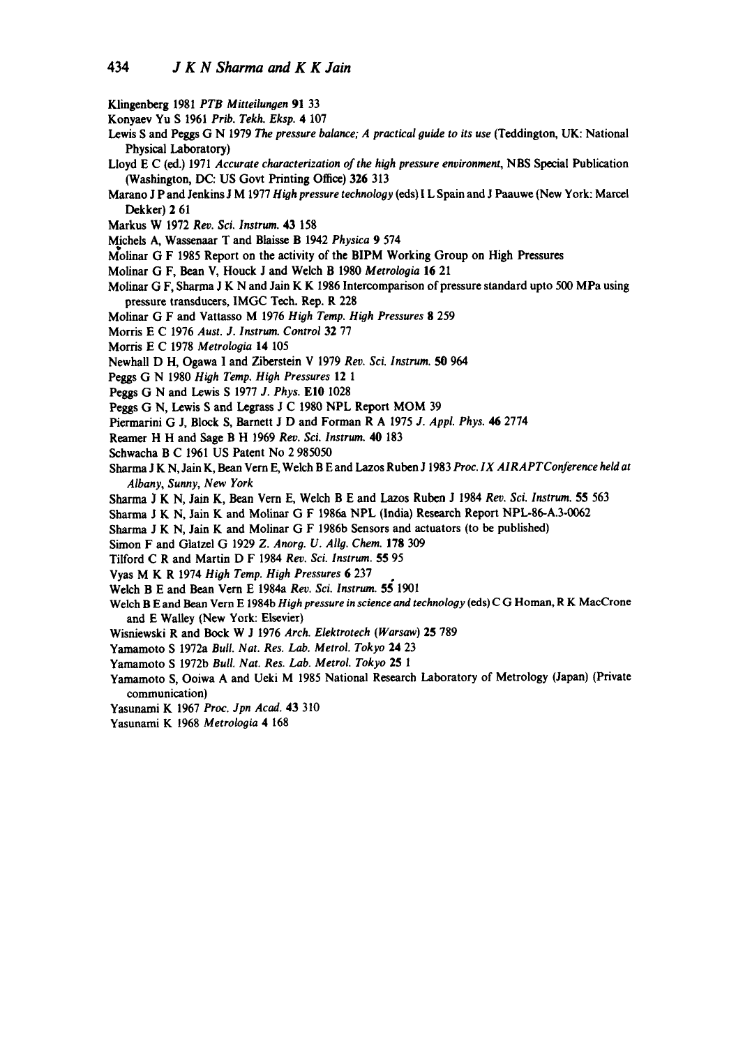Klingenberg 1981 *PTB Mitteilungen* **91** 33

Konyaev Yu S 1961 *Prib. Tekh. Eksp.* **4** 107

Lewis S and Peggs G N 1979 *The pressure balance; A practical guide to its use* (Teddington, UK: National Physical Laboratory)

Lloyd E C (ed.) 1971 *Accurate characterization of the high pressure environment*, NBS Special Publication (Washington, DC: US Govt Printing Office) **326** 313

Marano J P and Jenkins J M 1977 *High pressure technology* (eds) I L Spain and J Paauwe (New York: Marcel Dekker) **2** 61

Markus W 1972 *Rev. Sci. Instrum.* **43** 158

Michels A, Wassenaar T and Blaisse B 1942 *Physica* **9** 574

Molinar G F 1985 Report on the activity of the BIPM Working Group on High Pressures

Molinar G F, Bean V, Houck J and Welch B 1980 *Metrologia* **16** 21

Molinar G F, Sharma J K N and Jain K K 1986 Intercomparison of pressure standard upto 500 MPa using pressure transducers, IMGC Tech. Rep. R 228

Molinar G F and Vattasso M 1976 *High Temp. High Pressures* **8** 259

Morris E C 1976 *Aust. J. Instrum. Control* **32** 77

Morris E C 1978 *Metrologia* **14** 105

Newhall D H, Ogawa I and Ziberstein V 1979 *Rev. Sci. Instrum.* **50** 964

Peggs G N 1980 *High Temp. High Pressures* **12** 1

Peggs G N and Lewis S 1977 *J. Phys.* **E10** 1028

Peggs G N, Lewis S and Legrass J C 1980 NPL Report MOM 39

Piermarini G J, Block S, Barnett J D and Forman R A 1975 *J. Appl. Phys.* **46** 2774

Reamer H H and Sage B H 1969 *Rev. Sci. Instrum.* **40** 183

Schwacha B C 1961 US Patent No 2 985050

Sharma J K N, Jain K, Bean Vern E, Welch B E and Lazos Ruben J 1983 *Proc. IX AIRAPT Conference held at Albany, Sunny, New York*

Sharma J K N, Jain K, Bean Vern E, Welch B E and Lazos Ruben J 1984 *Rev. Sci. Instrum.* **55** 563

Sharma J K N, Jain K and Molinar G F 1986a NPL (India) Research Report NPL-86-A.3-0062

Sharma J K N, Jain K and Molinar G F 1986b Sensors and actuators (to be published)

Simon F and Glatzel G 1929 *Z. Anorg. U. Allg. Chem.* **178** 309

Tilford C R and Martin D F 1984 *Rev. Sci. Instrum.* **55** 95

Vyas M K R 1974 *High Temp. High Pressures* **6** 237

Welch B E and Bean Vern E 1984a *Rev. Sci. Instrum.* **55** 1901

Welch B E and Bean Vern E 1984b *High pressure in science and technology* (eds) C G Homan, R K MacCrone and E Walley (New York: Elsevier)

Wisniewski R and Bock W J 1976 *Arch. Elektrotech (Warsaw)* **25** 789

Yamamoto S 1972a *Bull. Nat. Res. Lab. Metrol. Tokyo* **24** 23

Yamamoto S 1972b *Bull. Nat. Res. Lab. Metrol. Tokyo* **25** 1

Yamamoto S, Ooiwa A and Ueki M 1985 National Research Laboratory of Metrology (Japan) (Private communication)

Yasunami K 1967 *Proc. Jpn Acad.* **43** 310

Yasunami K 1968 *Metrologia* **4** 168